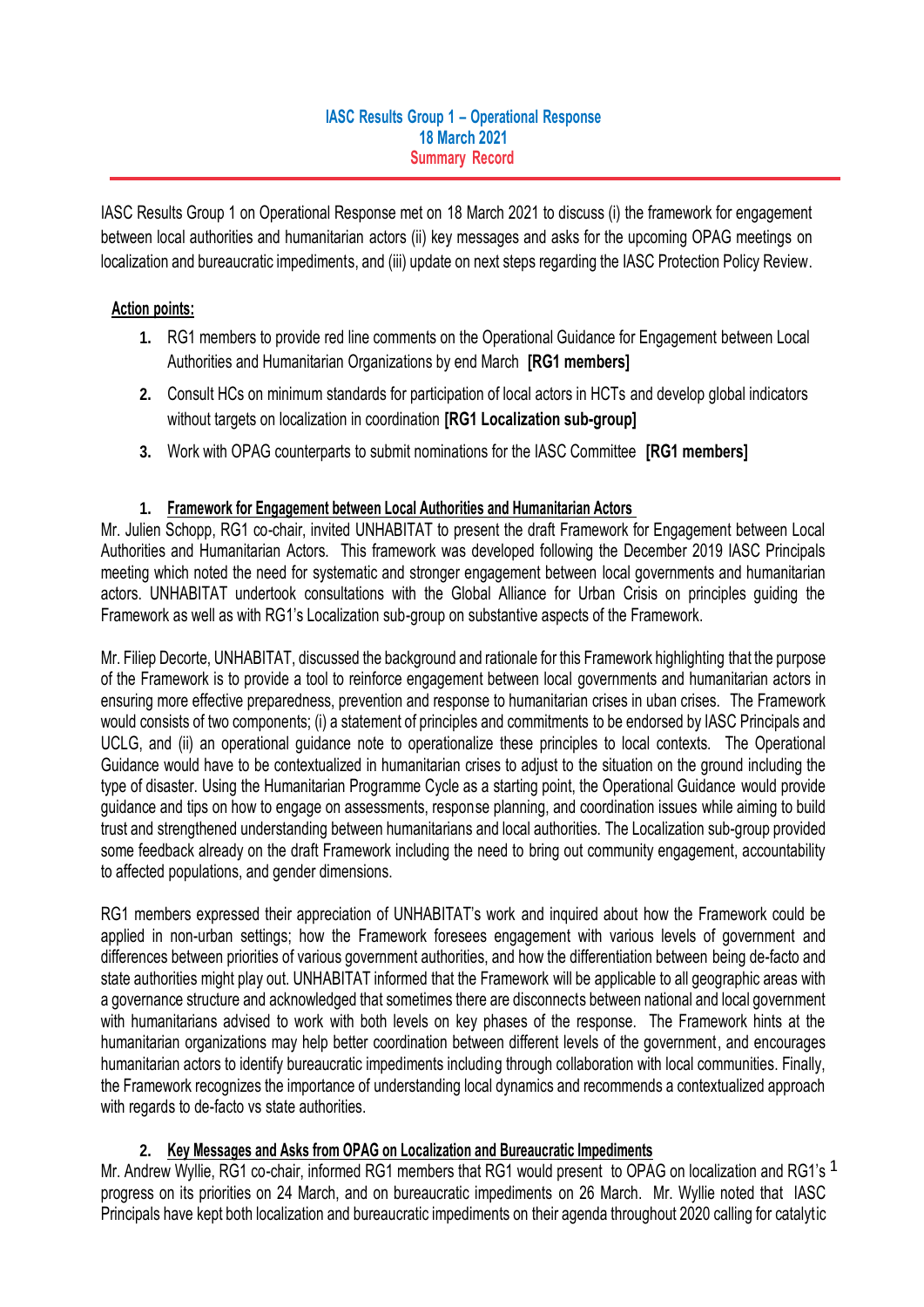**IASC Results Group 1 – Operational Response**
**18 March 2021**
**Summary Record**

IASC Results Group 1 on Operational Response met on 18 March 2021 to discuss (i) the framework for engagement between local authorities and humanitarian actors (ii) key messages and asks for the upcoming OPAG meetings on localization and bureaucratic impediments, and (iii) update on next steps regarding the IASC Protection Policy Review.

**Action points:**

1. RG1 members to provide red line comments on the Operational Guidance for Engagement between Local Authorities and Humanitarian Organizations by end March **[RG1 members]**
2. Consult HCs on minimum standards for participation of local actors in HCTs and develop global indicators without targets on localization in coordination **[RG1 Localization sub-group]**
3. Work with OPAG counterparts to submit nominations for the IASC Committee **[RG1 members]**

## 1. Framework for Engagement between Local Authorities and Humanitarian Actors

Mr. Julien Schopp, RG1 co-chair, invited UNHABITAT to present the draft Framework for Engagement between Local Authorities and Humanitarian Actors. This framework was developed following the December 2019 IASC Principals meeting which noted the need for systematic and stronger engagement between local governments and humanitarian actors. UNHABITAT undertook consultations with the Global Alliance for Urban Crisis on principles guiding the Framework as well as with RG1's Localization sub-group on substantive aspects of the Framework.

Mr. Filiep Decorte, UNHABITAT, discussed the background and rationale for this Framework highlighting that the purpose of the Framework is to provide a tool to reinforce engagement between local governments and humanitarian actors in ensuring more effective preparedness, prevention and response to humanitarian crises in uban crises. The Framework would consists of two components; (i) a statement of principles and commitments to be endorsed by IASC Principals and UCLG, and (ii) an operational guidance note to operationalize these principles to local contexts. The Operational Guidance would have to be contextualized in humanitarian crises to adjust to the situation on the ground including the type of disaster. Using the Humanitarian Programme Cycle as a starting point, the Operational Guidance would provide guidance and tips on how to engage on assessments, response planning, and coordination issues while aiming to build trust and strengthened understanding between humanitarians and local authorities. The Localization sub-group provided some feedback already on the draft Framework including the need to bring out community engagement, accountability to affected populations, and gender dimensions.

RG1 members expressed their appreciation of UNHABITAT's work and inquired about how the Framework could be applied in non-urban settings; how the Framework foresees engagement with various levels of government and differences between priorities of various government authorities, and how the differentiation between being de-facto and state authorities might play out. UNHABITAT informed that the Framework will be applicable to all geographic areas with a governance structure and acknowledged that sometimes there are disconnects between national and local government with humanitarians advised to work with both levels on key phases of the response. The Framework hints at the humanitarian organizations may help better coordination between different levels of the government, and encourages humanitarian actors to identify bureaucratic impediments including through collaboration with local communities. Finally, the Framework recognizes the importance of understanding local dynamics and recommends a contextualized approach with regards to de-facto vs state authorities.

## 2. Key Messages and Asks from OPAG on Localization and Bureaucratic Impediments

Mr. Andrew Wyllie, RG1 co-chair, informed RG1 members that RG1 would present to OPAG on localization and RG1's progress on its priorities on 24 March, and on bureaucratic impediments on 26 March. Mr. Wyllie noted that IASC Principals have kept both localization and bureaucratic impediments on their agenda throughout 2020 calling for catalytic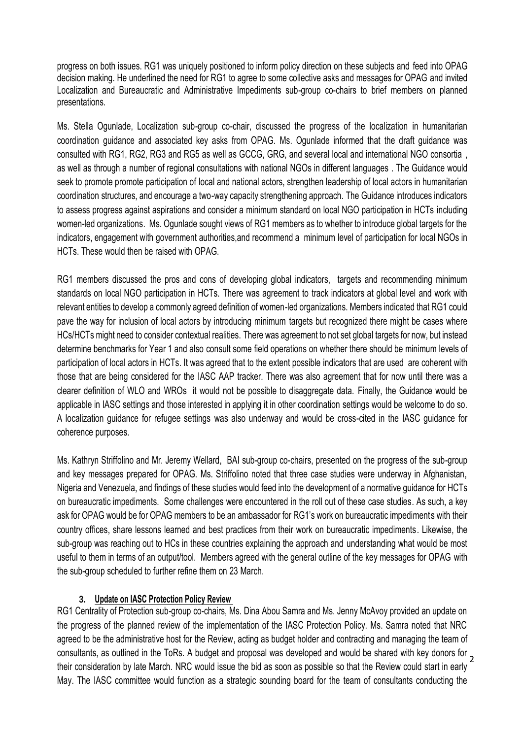progress on both issues. RG1 was uniquely positioned to inform policy direction on these subjects and feed into OPAG decision making. He underlined the need for RG1 to agree to some collective asks and messages for OPAG and invited Localization and Bureaucratic and Administrative Impediments sub-group co-chairs to brief members on planned presentations.

Ms. Stella Ogunlade, Localization sub-group co-chair, discussed the progress of the localization in humanitarian coordination guidance and associated key asks from OPAG. Ms. Ogunlade informed that the draft guidance was consulted with RG1, RG2, RG3 and RG5 as well as GCCG, GRG, and several local and international NGO consortia , as well as through a number of regional consultations with national NGOs in different languages . The Guidance would seek to promote promote participation of local and national actors, strengthen leadership of local actors in humanitarian coordination structures, and encourage a two-way capacity strengthening approach. The Guidance introduces indicators to assess progress against aspirations and consider a minimum standard on local NGO participation in HCTs including women-led organizations. Ms. Ogunlade sought views of RG1 members as to whether to introduce global targets for the indicators, engagement with government authorities,and recommend a minimum level of participation for local NGOs in HCTs. These would then be raised with OPAG.

RG1 members discussed the pros and cons of developing global indicators, targets and recommending minimum standards on local NGO participation in HCTs. There was agreement to track indicators at global level and work with relevant entities to develop a commonly agreed definition of women-led organizations. Members indicated that RG1 could pave the way for inclusion of local actors by introducing minimum targets but recognized there might be cases where HCs/HCTs might need to consider contextual realities. There was agreement to not set global targets for now, but instead determine benchmarks for Year 1 and also consult some field operations on whether there should be minimum levels of participation of local actors in HCTs. It was agreed that to the extent possible indicators that are used are coherent with those that are being considered for the IASC AAP tracker. There was also agreement that for now until there was a clearer definition of WLO and WROs it would not be possible to disaggregate data. Finally, the Guidance would be applicable in IASC settings and those interested in applying it in other coordination settings would be welcome to do so. A localization guidance for refugee settings was also underway and would be cross-cited in the IASC guidance for coherence purposes.

Ms. Kathryn Striffolino and Mr. Jeremy Wellard, BAI sub-group co-chairs, presented on the progress of the sub-group and key messages prepared for OPAG. Ms. Striffolino noted that three case studies were underway in Afghanistan, Nigeria and Venezuela, and findings of these studies would feed into the development of a normative guidance for HCTs on bureaucratic impediments. Some challenges were encountered in the roll out of these case studies. As such, a key ask for OPAG would be for OPAG members to be an ambassador for RG1's work on bureaucratic impediments with their country offices, share lessons learned and best practices from their work on bureaucratic impediments. Likewise, the sub-group was reaching out to HCs in these countries explaining the approach and understanding what would be most useful to them in terms of an output/tool. Members agreed with the general outline of the key messages for OPAG with the sub-group scheduled to further refine them on 23 March.

### 3. Update on IASC Protection Policy Review

RG1 Centrality of Protection sub-group co-chairs, Ms. Dina Abou Samra and Ms. Jenny McAvoy provided an update on the progress of the planned review of the implementation of the IASC Protection Policy. Ms. Samra noted that NRC agreed to be the administrative host for the Review, acting as budget holder and contracting and managing the team of consultants, as outlined in the ToRs. A budget and proposal was developed and would be shared with key donors for their consideration by late March. NRC would issue the bid as soon as possible so that the Review could start in early May. The IASC committee would function as a strategic sounding board for the team of consultants conducting the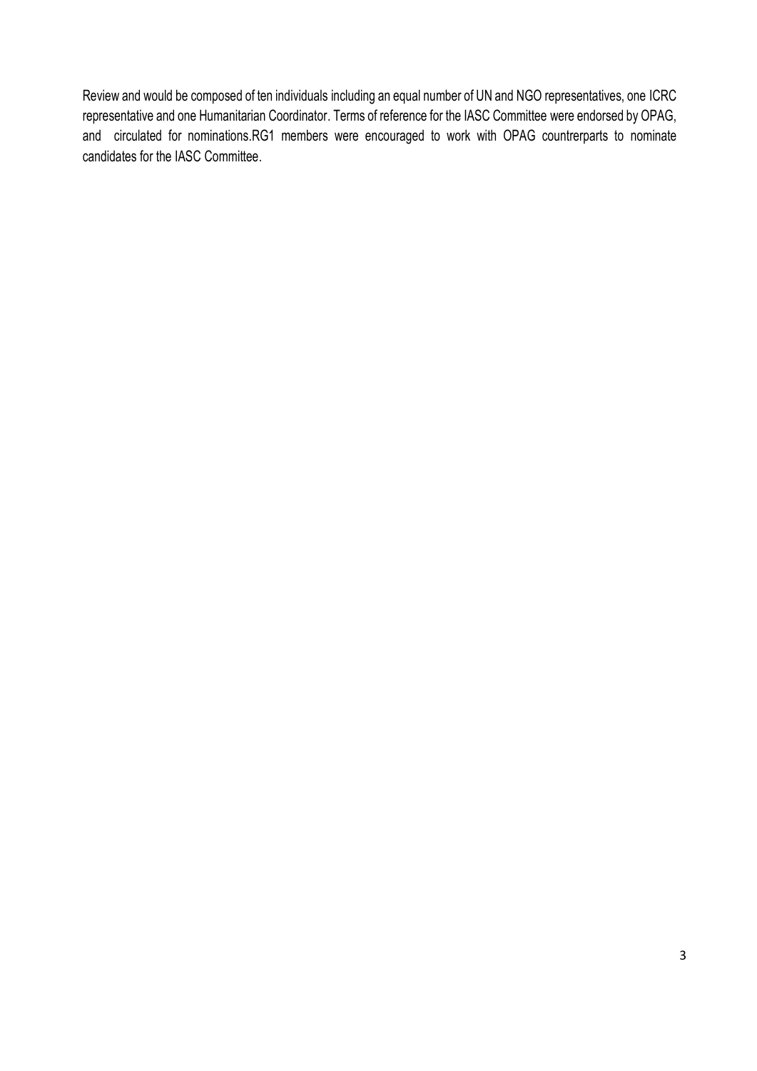Review and would be composed of ten individuals including an equal number of UN and NGO representatives, one ICRC representative and one Humanitarian Coordinator. Terms of reference for the IASC Committee were endorsed by OPAG, and circulated for nominations.RG1 members were encouraged to work with OPAG countrerparts to nominate candidates for the IASC Committee.